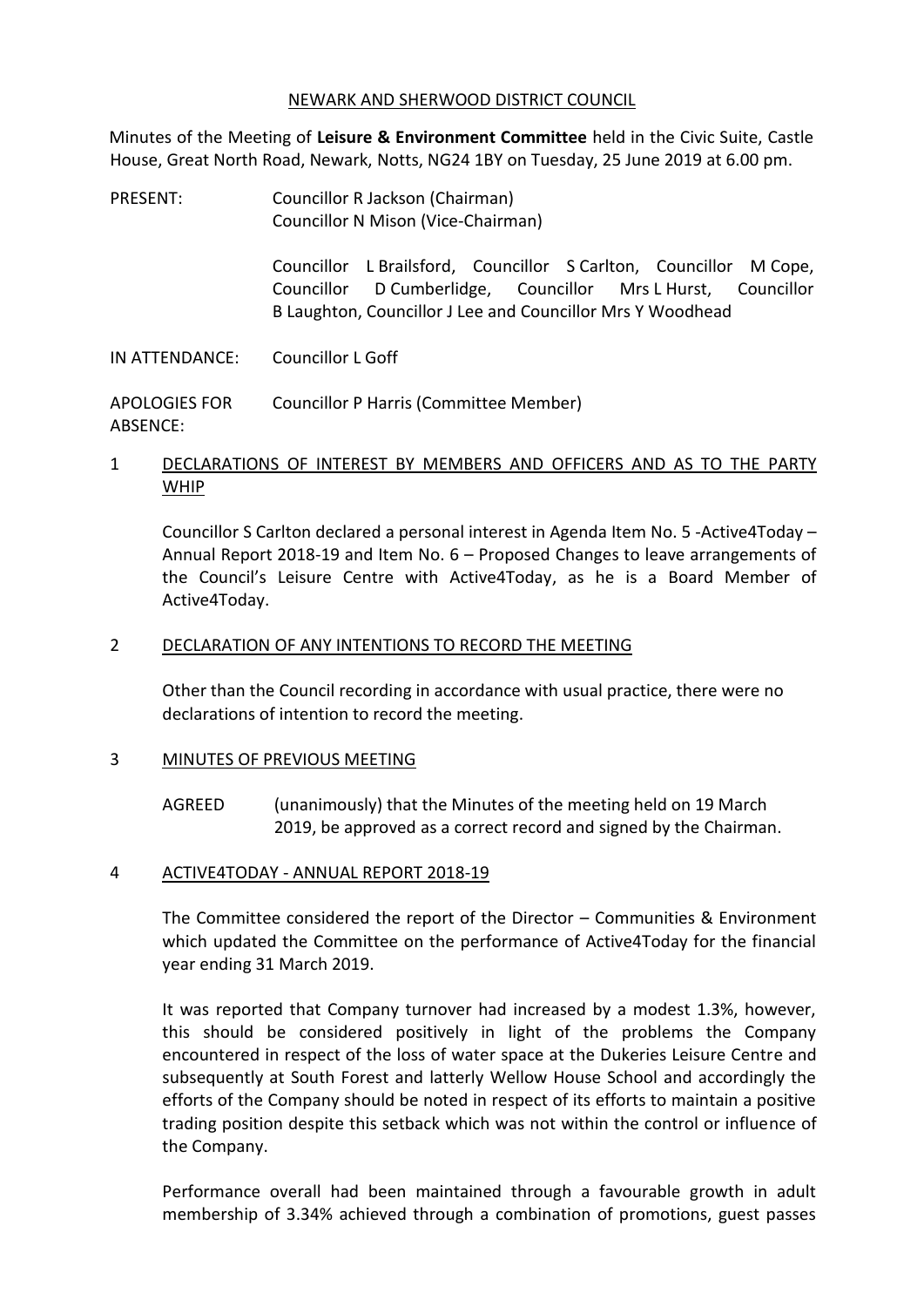NEWARK AND SHERWOOD DISTRICT COUNCIL

Minutes of the Meeting of **Leisure & Environment Committee** held in the Civic Suite, Castle House, Great North Road, Newark, Notts, NG24 1BY on Tuesday, 25 June 2019 at 6.00 pm.

PRESENT: Councillor R Jackson (Chairman)
Councillor N Mison (Vice-Chairman)

Councillor L Brailsford, Councillor S Carlton, Councillor M Cope, Councillor D Cumberlidge, Councillor Mrs L Hurst, Councillor B Laughton, Councillor J Lee and Councillor Mrs Y Woodhead

IN ATTENDANCE: Councillor L Goff

APOLOGIES FOR ABSENCE: Councillor P Harris (Committee Member)

## 1 DECLARATIONS OF INTEREST BY MEMBERS AND OFFICERS AND AS TO THE PARTY WHIP

Councillor S Carlton declared a personal interest in Agenda Item No. 5 -Active4Today – Annual Report 2018-19 and Item No. 6 – Proposed Changes to leave arrangements of the Council's Leisure Centre with Active4Today, as he is a Board Member of Active4Today.

## 2 DECLARATION OF ANY INTENTIONS TO RECORD THE MEETING

Other than the Council recording in accordance with usual practice, there were no declarations of intention to record the meeting.

## 3 MINUTES OF PREVIOUS MEETING

AGREED (unanimously) that the Minutes of the meeting held on 19 March 2019, be approved as a correct record and signed by the Chairman.

## 4 ACTIVE4TODAY - ANNUAL REPORT 2018-19

The Committee considered the report of the Director – Communities & Environment which updated the Committee on the performance of Active4Today for the financial year ending 31 March 2019.

It was reported that Company turnover had increased by a modest 1.3%, however, this should be considered positively in light of the problems the Company encountered in respect of the loss of water space at the Dukeries Leisure Centre and subsequently at South Forest and latterly Wellow House School and accordingly the efforts of the Company should be noted in respect of its efforts to maintain a positive trading position despite this setback which was not within the control or influence of the Company.

Performance overall had been maintained through a favourable growth in adult membership of 3.34% achieved through a combination of promotions, guest passes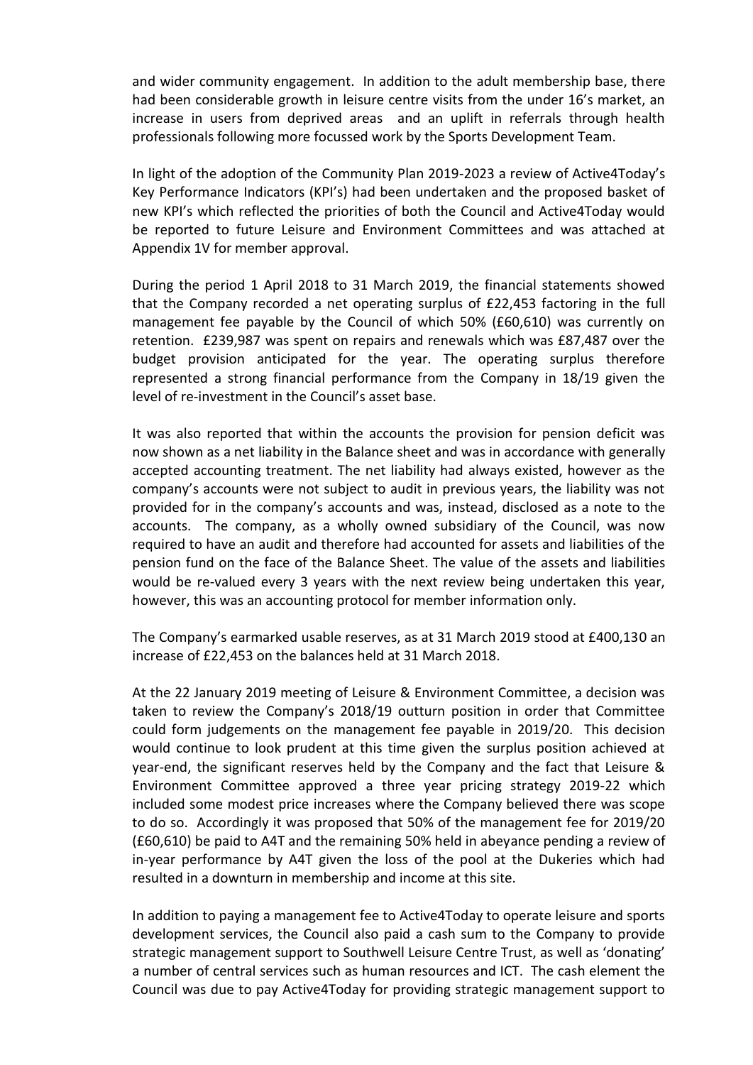and wider community engagement. In addition to the adult membership base, there had been considerable growth in leisure centre visits from the under 16's market, an increase in users from deprived areas and an uplift in referrals through health professionals following more focussed work by the Sports Development Team.

In light of the adoption of the Community Plan 2019-2023 a review of Active4Today's Key Performance Indicators (KPI's) had been undertaken and the proposed basket of new KPI's which reflected the priorities of both the Council and Active4Today would be reported to future Leisure and Environment Committees and was attached at Appendix 1V for member approval.

During the period 1 April 2018 to 31 March 2019, the financial statements showed that the Company recorded a net operating surplus of £22,453 factoring in the full management fee payable by the Council of which 50% (£60,610) was currently on retention. £239,987 was spent on repairs and renewals which was £87,487 over the budget provision anticipated for the year. The operating surplus therefore represented a strong financial performance from the Company in 18/19 given the level of re-investment in the Council's asset base.

It was also reported that within the accounts the provision for pension deficit was now shown as a net liability in the Balance sheet and was in accordance with generally accepted accounting treatment. The net liability had always existed, however as the company's accounts were not subject to audit in previous years, the liability was not provided for in the company's accounts and was, instead, disclosed as a note to the accounts. The company, as a wholly owned subsidiary of the Council, was now required to have an audit and therefore had accounted for assets and liabilities of the pension fund on the face of the Balance Sheet. The value of the assets and liabilities would be re-valued every 3 years with the next review being undertaken this year, however, this was an accounting protocol for member information only.

The Company's earmarked usable reserves, as at 31 March 2019 stood at £400,130 an increase of £22,453 on the balances held at 31 March 2018.

At the 22 January 2019 meeting of Leisure & Environment Committee, a decision was taken to review the Company's 2018/19 outturn position in order that Committee could form judgements on the management fee payable in 2019/20. This decision would continue to look prudent at this time given the surplus position achieved at year-end, the significant reserves held by the Company and the fact that Leisure & Environment Committee approved a three year pricing strategy 2019-22 which included some modest price increases where the Company believed there was scope to do so. Accordingly it was proposed that 50% of the management fee for 2019/20 (£60,610) be paid to A4T and the remaining 50% held in abeyance pending a review of in-year performance by A4T given the loss of the pool at the Dukeries which had resulted in a downturn in membership and income at this site.

In addition to paying a management fee to Active4Today to operate leisure and sports development services, the Council also paid a cash sum to the Company to provide strategic management support to Southwell Leisure Centre Trust, as well as 'donating' a number of central services such as human resources and ICT. The cash element the Council was due to pay Active4Today for providing strategic management support to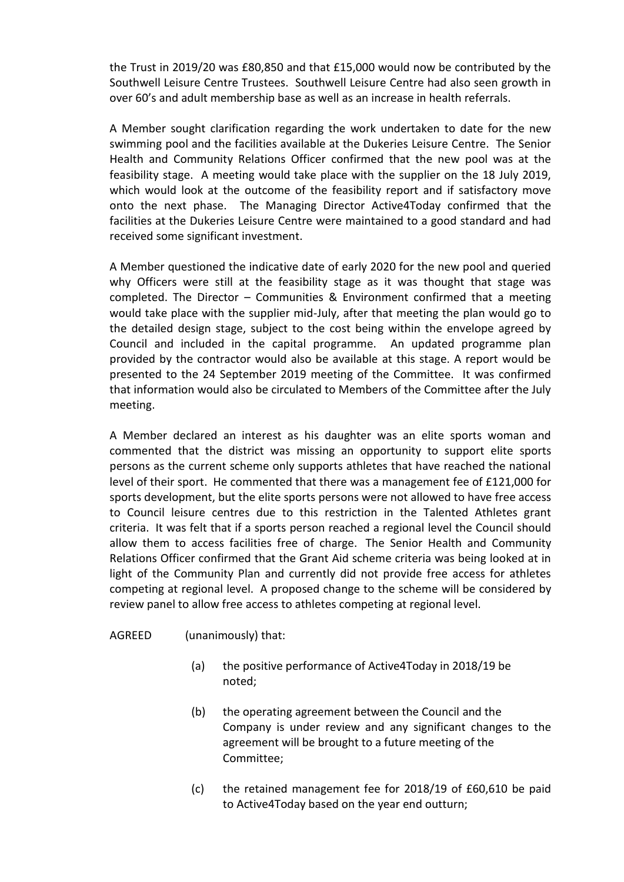the Trust in 2019/20 was £80,850 and that £15,000 would now be contributed by the Southwell Leisure Centre Trustees. Southwell Leisure Centre had also seen growth in over 60's and adult membership base as well as an increase in health referrals.

A Member sought clarification regarding the work undertaken to date for the new swimming pool and the facilities available at the Dukeries Leisure Centre. The Senior Health and Community Relations Officer confirmed that the new pool was at the feasibility stage. A meeting would take place with the supplier on the 18 July 2019, which would look at the outcome of the feasibility report and if satisfactory move onto the next phase. The Managing Director Active4Today confirmed that the facilities at the Dukeries Leisure Centre were maintained to a good standard and had received some significant investment.

A Member questioned the indicative date of early 2020 for the new pool and queried why Officers were still at the feasibility stage as it was thought that stage was completed. The Director – Communities & Environment confirmed that a meeting would take place with the supplier mid-July, after that meeting the plan would go to the detailed design stage, subject to the cost being within the envelope agreed by Council and included in the capital programme. An updated programme plan provided by the contractor would also be available at this stage. A report would be presented to the 24 September 2019 meeting of the Committee. It was confirmed that information would also be circulated to Members of the Committee after the July meeting.

A Member declared an interest as his daughter was an elite sports woman and commented that the district was missing an opportunity to support elite sports persons as the current scheme only supports athletes that have reached the national level of their sport. He commented that there was a management fee of £121,000 for sports development, but the elite sports persons were not allowed to have free access to Council leisure centres due to this restriction in the Talented Athletes grant criteria. It was felt that if a sports person reached a regional level the Council should allow them to access facilities free of charge. The Senior Health and Community Relations Officer confirmed that the Grant Aid scheme criteria was being looked at in light of the Community Plan and currently did not provide free access for athletes competing at regional level. A proposed change to the scheme will be considered by review panel to allow free access to athletes competing at regional level.

AGREED (unanimously) that:

(a) the positive performance of Active4Today in 2018/19 be noted;

(b) the operating agreement between the Council and the Company is under review and any significant changes to the agreement will be brought to a future meeting of the Committee;

(c) the retained management fee for 2018/19 of £60,610 be paid to Active4Today based on the year end outturn;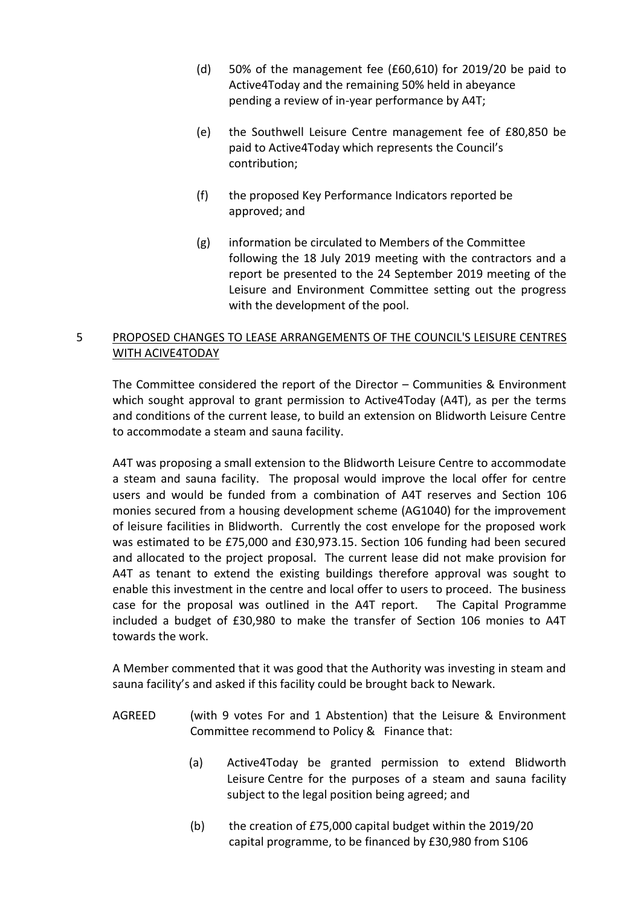(d) 50% of the management fee (£60,610) for 2019/20 be paid to Active4Today and the remaining 50% held in abeyance pending a review of in-year performance by A4T;

(e) the Southwell Leisure Centre management fee of £80,850 be paid to Active4Today which represents the Council's contribution;

(f) the proposed Key Performance Indicators reported be approved; and

(g) information be circulated to Members of the Committee following the 18 July 2019 meeting with the contractors and a report be presented to the 24 September 2019 meeting of the Leisure and Environment Committee setting out the progress with the development of the pool.

## 5 PROPOSED CHANGES TO LEASE ARRANGEMENTS OF THE COUNCIL'S LEISURE CENTRES WITH ACIVE4TODAY

The Committee considered the report of the Director – Communities & Environment which sought approval to grant permission to Active4Today (A4T), as per the terms and conditions of the current lease, to build an extension on Blidworth Leisure Centre to accommodate a steam and sauna facility.

A4T was proposing a small extension to the Blidworth Leisure Centre to accommodate a steam and sauna facility. The proposal would improve the local offer for centre users and would be funded from a combination of A4T reserves and Section 106 monies secured from a housing development scheme (AG1040) for the improvement of leisure facilities in Blidworth. Currently the cost envelope for the proposed work was estimated to be £75,000 and £30,973.15. Section 106 funding had been secured and allocated to the project proposal. The current lease did not make provision for A4T as tenant to extend the existing buildings therefore approval was sought to enable this investment in the centre and local offer to users to proceed. The business case for the proposal was outlined in the A4T report. The Capital Programme included a budget of £30,980 to make the transfer of Section 106 monies to A4T towards the work.

A Member commented that it was good that the Authority was investing in steam and sauna facility's and asked if this facility could be brought back to Newark.

AGREED (with 9 votes For and 1 Abstention) that the Leisure & Environment Committee recommend to Policy & Finance that:

(a) Active4Today be granted permission to extend Blidworth Leisure Centre for the purposes of a steam and sauna facility subject to the legal position being agreed; and

(b) the creation of £75,000 capital budget within the 2019/20 capital programme, to be financed by £30,980 from S106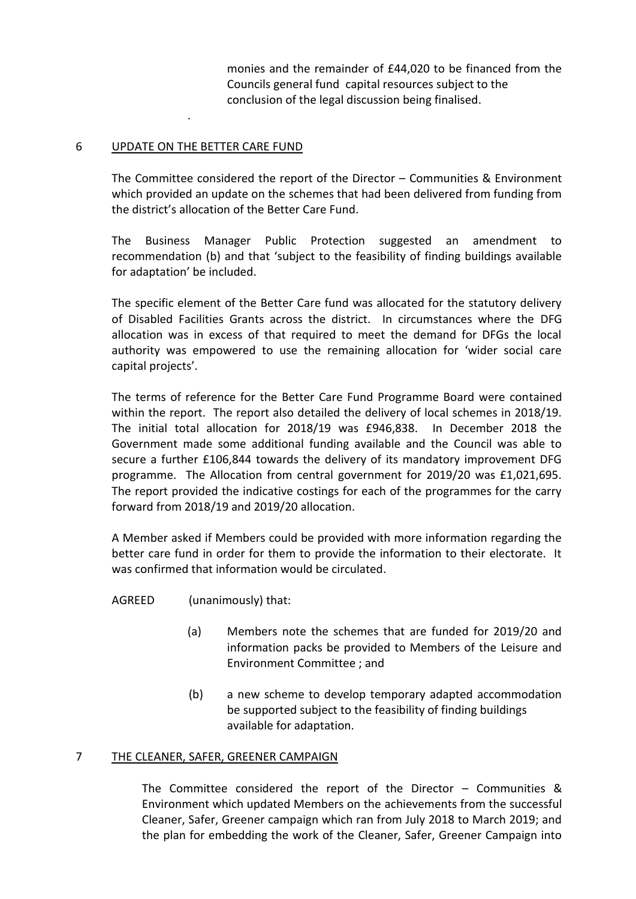monies and the remainder of £44,020 to be financed from the Councils general fund capital resources subject to the conclusion of the legal discussion being finalised.

## 6 UPDATE ON THE BETTER CARE FUND

The Committee considered the report of the Director – Communities & Environment which provided an update on the schemes that had been delivered from funding from the district's allocation of the Better Care Fund.

The Business Manager Public Protection suggested an amendment to recommendation (b) and that 'subject to the feasibility of finding buildings available for adaptation' be included.

The specific element of the Better Care fund was allocated for the statutory delivery of Disabled Facilities Grants across the district. In circumstances where the DFG allocation was in excess of that required to meet the demand for DFGs the local authority was empowered to use the remaining allocation for 'wider social care capital projects'.

The terms of reference for the Better Care Fund Programme Board were contained within the report. The report also detailed the delivery of local schemes in 2018/19. The initial total allocation for 2018/19 was £946,838. In December 2018 the Government made some additional funding available and the Council was able to secure a further £106,844 towards the delivery of its mandatory improvement DFG programme. The Allocation from central government for 2019/20 was £1,021,695. The report provided the indicative costings for each of the programmes for the carry forward from 2018/19 and 2019/20 allocation.

A Member asked if Members could be provided with more information regarding the better care fund in order for them to provide the information to their electorate. It was confirmed that information would be circulated.

AGREED (unanimously) that:

(a) Members note the schemes that are funded for 2019/20 and information packs be provided to Members of the Leisure and Environment Committee ; and

(b) a new scheme to develop temporary adapted accommodation be supported subject to the feasibility of finding buildings available for adaptation.

## 7 THE CLEANER, SAFER, GREENER CAMPAIGN

The Committee considered the report of the Director – Communities & Environment which updated Members on the achievements from the successful Cleaner, Safer, Greener campaign which ran from July 2018 to March 2019; and the plan for embedding the work of the Cleaner, Safer, Greener Campaign into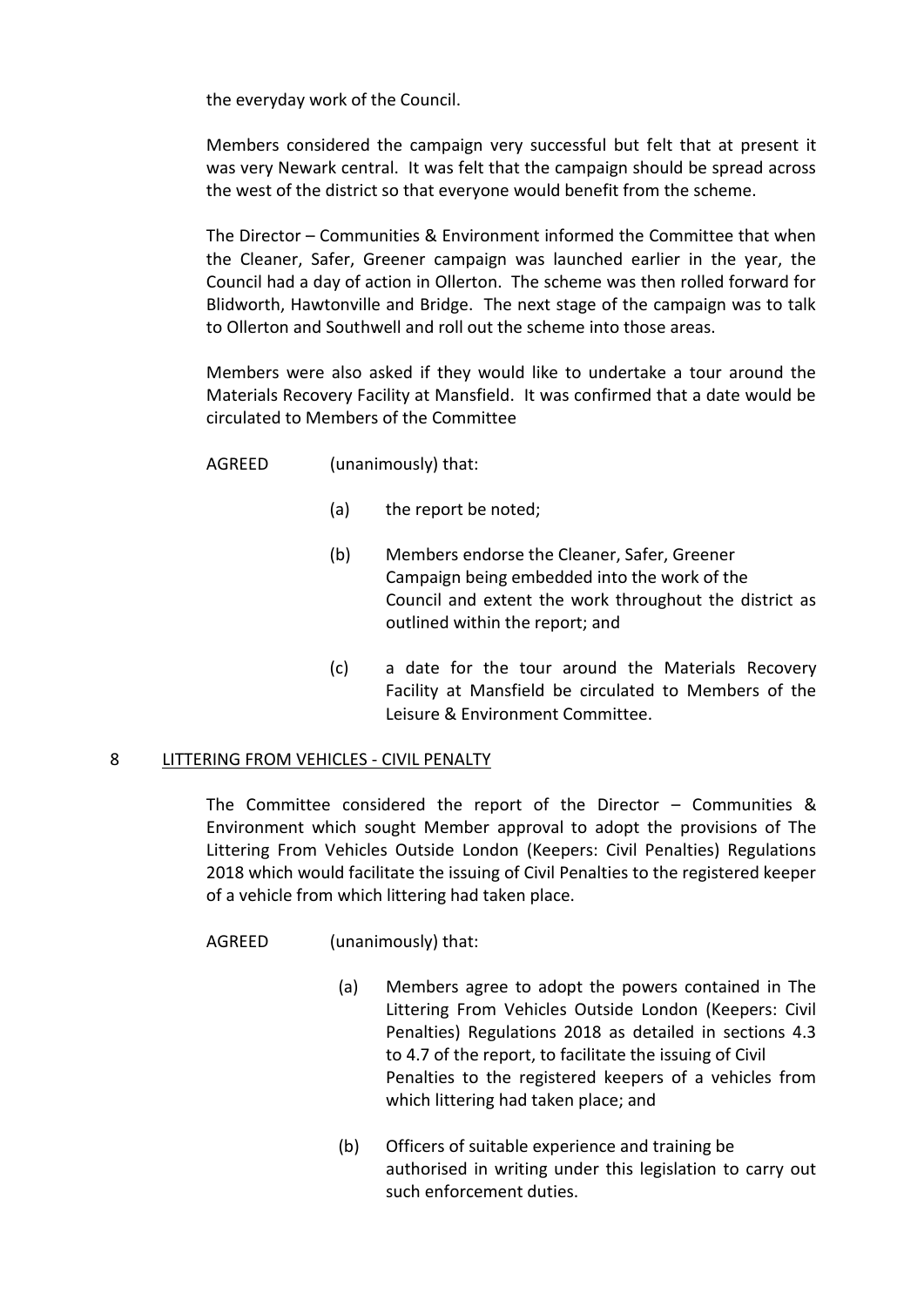the everyday work of the Council.

Members considered the campaign very successful but felt that at present it was very Newark central. It was felt that the campaign should be spread across the west of the district so that everyone would benefit from the scheme.

The Director – Communities & Environment informed the Committee that when the Cleaner, Safer, Greener campaign was launched earlier in the year, the Council had a day of action in Ollerton. The scheme was then rolled forward for Blidworth, Hawtonville and Bridge. The next stage of the campaign was to talk to Ollerton and Southwell and roll out the scheme into those areas.

Members were also asked if they would like to undertake a tour around the Materials Recovery Facility at Mansfield. It was confirmed that a date would be circulated to Members of the Committee

AGREED (unanimously) that:

(a) the report be noted;

(b) Members endorse the Cleaner, Safer, Greener Campaign being embedded into the work of the Council and extent the work throughout the district as outlined within the report; and

(c) a date for the tour around the Materials Recovery Facility at Mansfield be circulated to Members of the Leisure & Environment Committee.

## 8 LITTERING FROM VEHICLES - CIVIL PENALTY

The Committee considered the report of the Director – Communities & Environment which sought Member approval to adopt the provisions of The Littering From Vehicles Outside London (Keepers: Civil Penalties) Regulations 2018 which would facilitate the issuing of Civil Penalties to the registered keeper of a vehicle from which littering had taken place.

AGREED (unanimously) that:

(a) Members agree to adopt the powers contained in The Littering From Vehicles Outside London (Keepers: Civil Penalties) Regulations 2018 as detailed in sections 4.3 to 4.7 of the report, to facilitate the issuing of Civil Penalties to the registered keepers of a vehicles from which littering had taken place; and

(b) Officers of suitable experience and training be authorised in writing under this legislation to carry out such enforcement duties.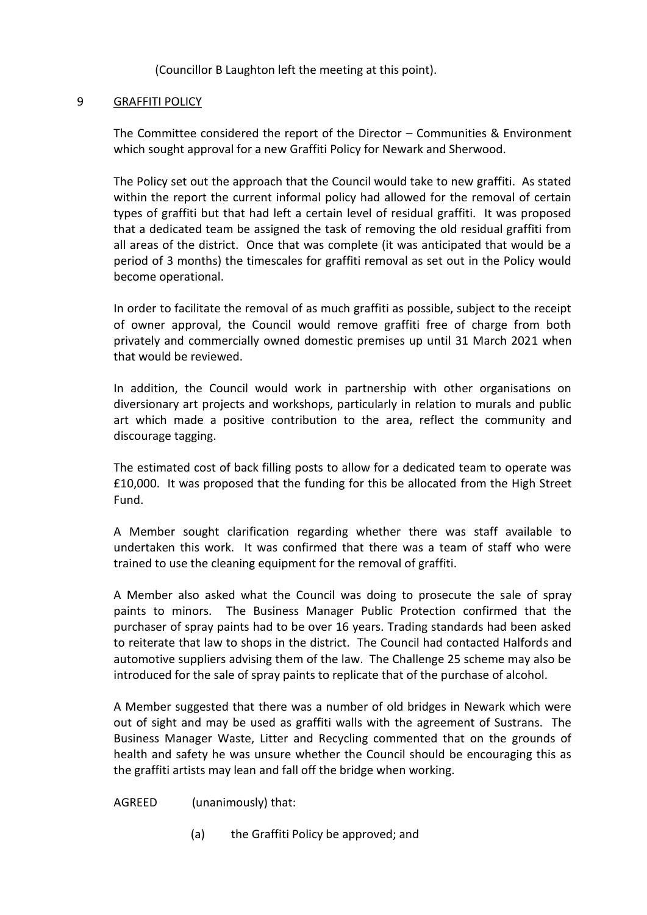(Councillor B Laughton left the meeting at this point).

## 9 GRAFFITI POLICY

The Committee considered the report of the Director – Communities & Environment which sought approval for a new Graffiti Policy for Newark and Sherwood.

The Policy set out the approach that the Council would take to new graffiti. As stated within the report the current informal policy had allowed for the removal of certain types of graffiti but that had left a certain level of residual graffiti. It was proposed that a dedicated team be assigned the task of removing the old residual graffiti from all areas of the district. Once that was complete (it was anticipated that would be a period of 3 months) the timescales for graffiti removal as set out in the Policy would become operational.

In order to facilitate the removal of as much graffiti as possible, subject to the receipt of owner approval, the Council would remove graffiti free of charge from both privately and commercially owned domestic premises up until 31 March 2021 when that would be reviewed.

In addition, the Council would work in partnership with other organisations on diversionary art projects and workshops, particularly in relation to murals and public art which made a positive contribution to the area, reflect the community and discourage tagging.

The estimated cost of back filling posts to allow for a dedicated team to operate was £10,000. It was proposed that the funding for this be allocated from the High Street Fund.

A Member sought clarification regarding whether there was staff available to undertaken this work. It was confirmed that there was a team of staff who were trained to use the cleaning equipment for the removal of graffiti.

A Member also asked what the Council was doing to prosecute the sale of spray paints to minors. The Business Manager Public Protection confirmed that the purchaser of spray paints had to be over 16 years. Trading standards had been asked to reiterate that law to shops in the district. The Council had contacted Halfords and automotive suppliers advising them of the law. The Challenge 25 scheme may also be introduced for the sale of spray paints to replicate that of the purchase of alcohol.

A Member suggested that there was a number of old bridges in Newark which were out of sight and may be used as graffiti walls with the agreement of Sustrans. The Business Manager Waste, Litter and Recycling commented that on the grounds of health and safety he was unsure whether the Council should be encouraging this as the graffiti artists may lean and fall off the bridge when working.

AGREED (unanimously) that:

(a) the Graffiti Policy be approved; and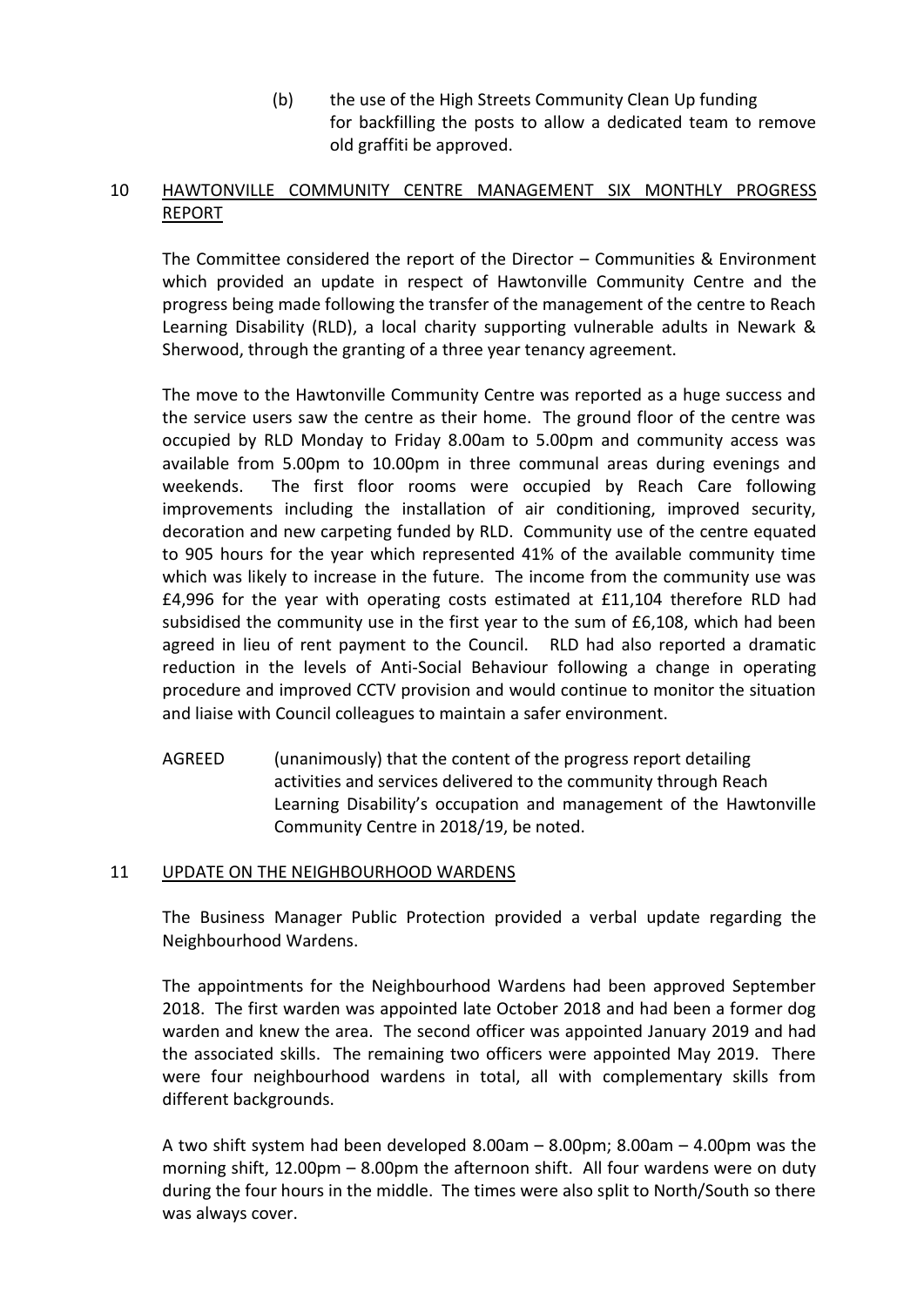(b) the use of the High Streets Community Clean Up funding for backfilling the posts to allow a dedicated team to remove old graffiti be approved.

## 10 HAWTONVILLE COMMUNITY CENTRE MANAGEMENT SIX MONTHLY PROGRESS REPORT

The Committee considered the report of the Director – Communities & Environment which provided an update in respect of Hawtonville Community Centre and the progress being made following the transfer of the management of the centre to Reach Learning Disability (RLD), a local charity supporting vulnerable adults in Newark & Sherwood, through the granting of a three year tenancy agreement.

The move to the Hawtonville Community Centre was reported as a huge success and the service users saw the centre as their home. The ground floor of the centre was occupied by RLD Monday to Friday 8.00am to 5.00pm and community access was available from 5.00pm to 10.00pm in three communal areas during evenings and weekends. The first floor rooms were occupied by Reach Care following improvements including the installation of air conditioning, improved security, decoration and new carpeting funded by RLD. Community use of the centre equated to 905 hours for the year which represented 41% of the available community time which was likely to increase in the future. The income from the community use was £4,996 for the year with operating costs estimated at £11,104 therefore RLD had subsidised the community use in the first year to the sum of £6,108, which had been agreed in lieu of rent payment to the Council. RLD had also reported a dramatic reduction in the levels of Anti-Social Behaviour following a change in operating procedure and improved CCTV provision and would continue to monitor the situation and liaise with Council colleagues to maintain a safer environment.

AGREED (unanimously) that the content of the progress report detailing activities and services delivered to the community through Reach Learning Disability's occupation and management of the Hawtonville Community Centre in 2018/19, be noted.

## 11 UPDATE ON THE NEIGHBOURHOOD WARDENS

The Business Manager Public Protection provided a verbal update regarding the Neighbourhood Wardens.

The appointments for the Neighbourhood Wardens had been approved September 2018. The first warden was appointed late October 2018 and had been a former dog warden and knew the area. The second officer was appointed January 2019 and had the associated skills. The remaining two officers were appointed May 2019. There were four neighbourhood wardens in total, all with complementary skills from different backgrounds.

A two shift system had been developed 8.00am – 8.00pm; 8.00am – 4.00pm was the morning shift, 12.00pm – 8.00pm the afternoon shift. All four wardens were on duty during the four hours in the middle. The times were also split to North/South so there was always cover.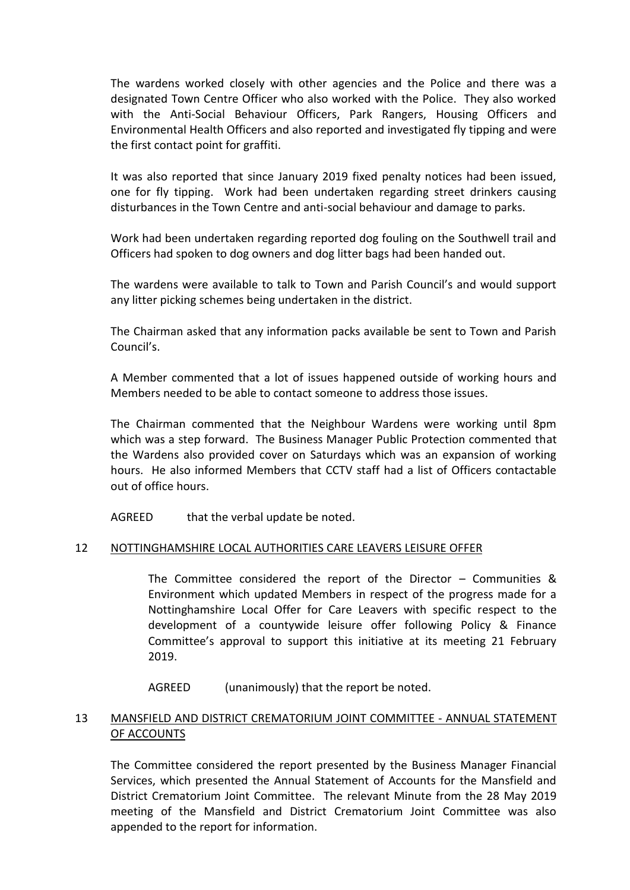The wardens worked closely with other agencies and the Police and there was a designated Town Centre Officer who also worked with the Police. They also worked with the Anti-Social Behaviour Officers, Park Rangers, Housing Officers and Environmental Health Officers and also reported and investigated fly tipping and were the first contact point for graffiti.

It was also reported that since January 2019 fixed penalty notices had been issued, one for fly tipping. Work had been undertaken regarding street drinkers causing disturbances in the Town Centre and anti-social behaviour and damage to parks.

Work had been undertaken regarding reported dog fouling on the Southwell trail and Officers had spoken to dog owners and dog litter bags had been handed out.

The wardens were available to talk to Town and Parish Council's and would support any litter picking schemes being undertaken in the district.

The Chairman asked that any information packs available be sent to Town and Parish Council's.

A Member commented that a lot of issues happened outside of working hours and Members needed to be able to contact someone to address those issues.

The Chairman commented that the Neighbour Wardens were working until 8pm which was a step forward. The Business Manager Public Protection commented that the Wardens also provided cover on Saturdays which was an expansion of working hours. He also informed Members that CCTV staff had a list of Officers contactable out of office hours.

AGREED that the verbal update be noted.

## 12 NOTTINGHAMSHIRE LOCAL AUTHORITIES CARE LEAVERS LEISURE OFFER

The Committee considered the report of the Director – Communities & Environment which updated Members in respect of the progress made for a Nottinghamshire Local Offer for Care Leavers with specific respect to the development of a countywide leisure offer following Policy & Finance Committee's approval to support this initiative at its meeting 21 February 2019.

AGREED (unanimously) that the report be noted.

## 13 MANSFIELD AND DISTRICT CREMATORIUM JOINT COMMITTEE - ANNUAL STATEMENT OF ACCOUNTS

The Committee considered the report presented by the Business Manager Financial Services, which presented the Annual Statement of Accounts for the Mansfield and District Crematorium Joint Committee. The relevant Minute from the 28 May 2019 meeting of the Mansfield and District Crematorium Joint Committee was also appended to the report for information.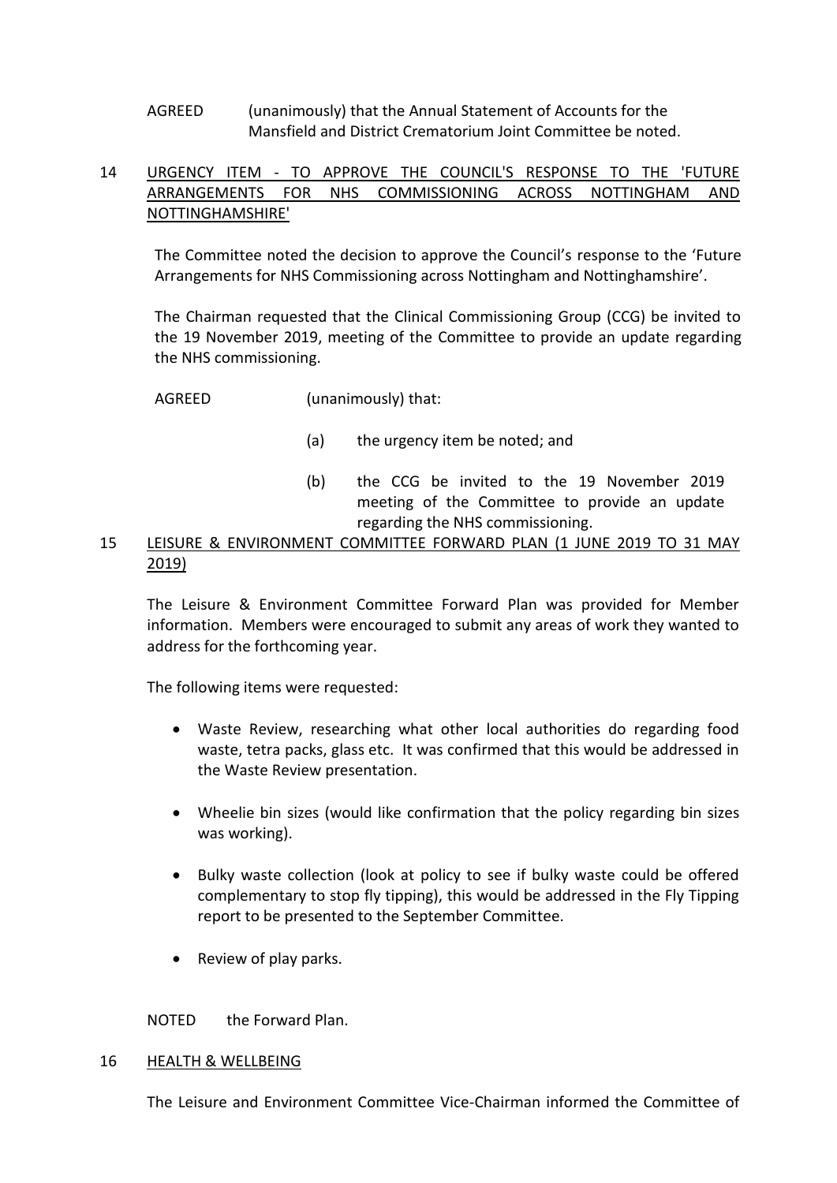AGREED (unanimously) that the Annual Statement of Accounts for the Mansfield and District Crematorium Joint Committee be noted.

## 14 URGENCY ITEM - TO APPROVE THE COUNCIL'S RESPONSE TO THE 'FUTURE ARRANGEMENTS FOR NHS COMMISSIONING ACROSS NOTTINGHAM AND NOTTINGHAMSHIRE'

The Committee noted the decision to approve the Council's response to the 'Future Arrangements for NHS Commissioning across Nottingham and Nottinghamshire'.

The Chairman requested that the Clinical Commissioning Group (CCG) be invited to the 19 November 2019, meeting of the Committee to provide an update regarding the NHS commissioning.

AGREED (unanimously) that:

(a) the urgency item be noted; and

(b) the CCG be invited to the 19 November 2019 meeting of the Committee to provide an update regarding the NHS commissioning.

## 15 LEISURE & ENVIRONMENT COMMITTEE FORWARD PLAN (1 JUNE 2019 TO 31 MAY 2019)

The Leisure & Environment Committee Forward Plan was provided for Member information. Members were encouraged to submit any areas of work they wanted to address for the forthcoming year.

The following items were requested:

- Waste Review, researching what other local authorities do regarding food waste, tetra packs, glass etc. It was confirmed that this would be addressed in the Waste Review presentation.
- Wheelie bin sizes (would like confirmation that the policy regarding bin sizes was working).
- Bulky waste collection (look at policy to see if bulky waste could be offered complementary to stop fly tipping), this would be addressed in the Fly Tipping report to be presented to the September Committee.
- Review of play parks.

NOTED the Forward Plan.

## 16 HEALTH & WELLBEING

The Leisure and Environment Committee Vice-Chairman informed the Committee of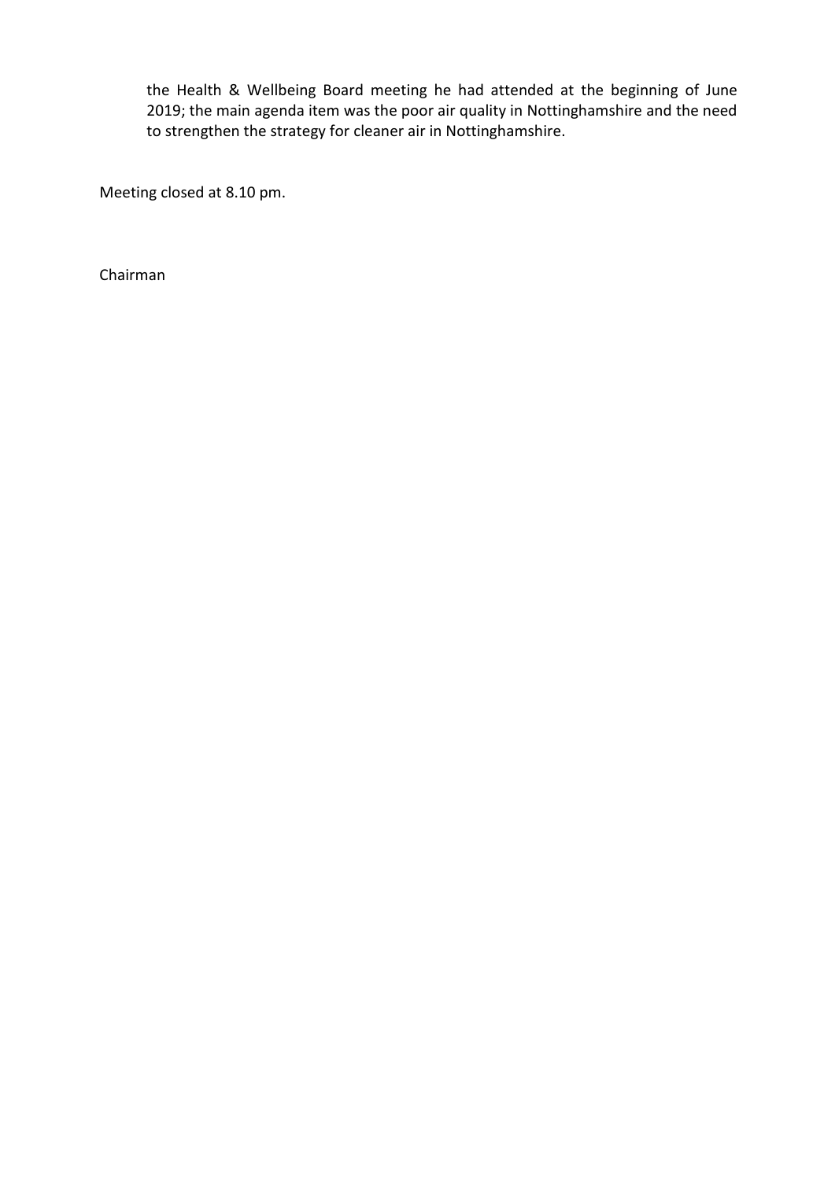the Health & Wellbeing Board meeting he had attended at the beginning of June 2019; the main agenda item was the poor air quality in Nottinghamshire and the need to strengthen the strategy for cleaner air in Nottinghamshire.

Meeting closed at 8.10 pm.

Chairman